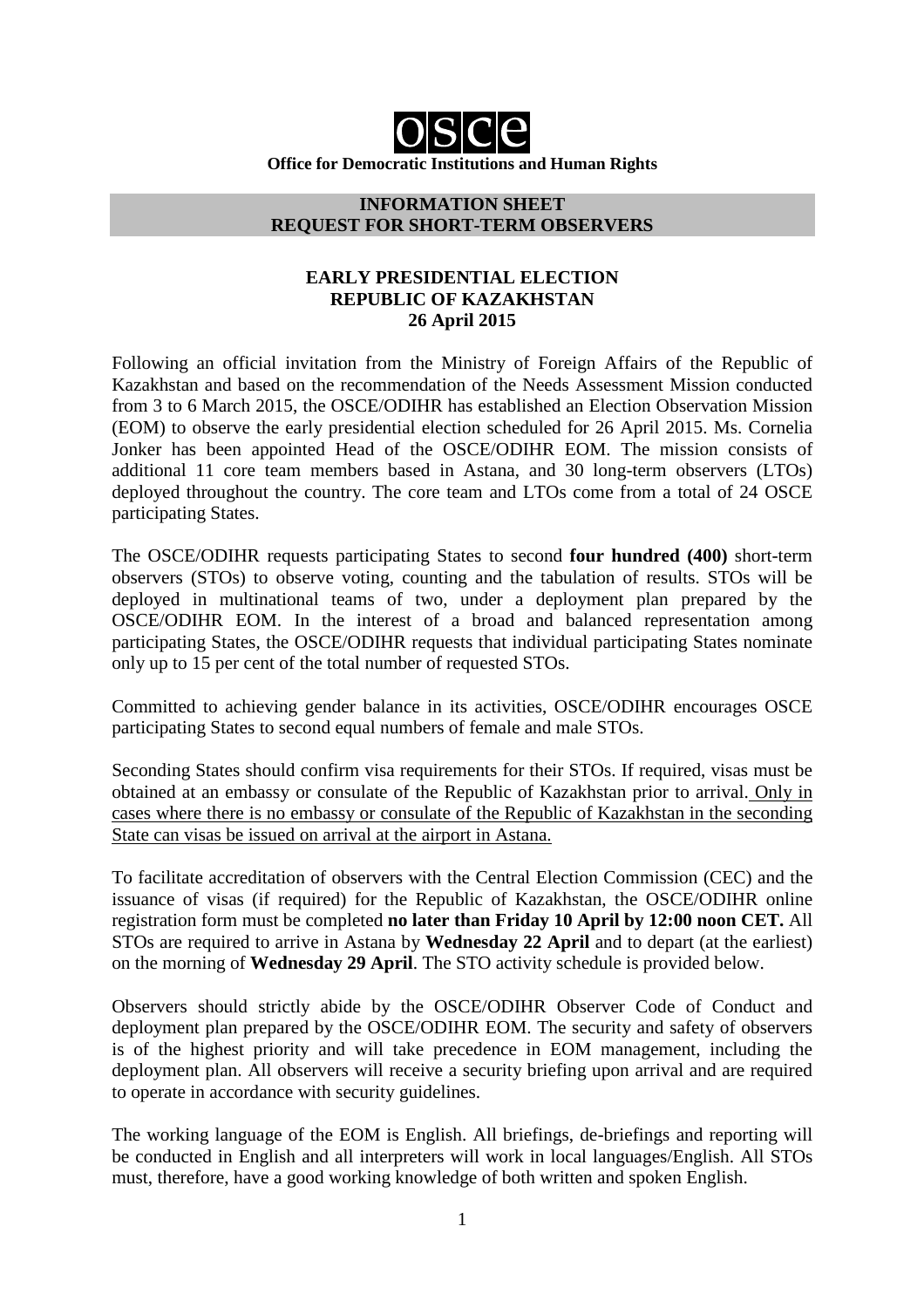# osce

**Office for Democratic Institutions and Human Rights**

**INFORMATION SHEET**
**REQUEST FOR SHORT-TERM OBSERVERS**

## EARLY PRESIDENTIAL ELECTION
## REPUBLIC OF KAZAKHSTAN
## 26 April 2015

Following an official invitation from the Ministry of Foreign Affairs of the Republic of Kazakhstan and based on the recommendation of the Needs Assessment Mission conducted from 3 to 6 March 2015, the OSCE/ODIHR has established an Election Observation Mission (EOM) to observe the early presidential election scheduled for 26 April 2015. Ms. Cornelia Jonker has been appointed Head of the OSCE/ODIHR EOM. The mission consists of additional 11 core team members based in Astana, and 30 long-term observers (LTOs) deployed throughout the country. The core team and LTOs come from a total of 24 OSCE participating States.

The OSCE/ODIHR requests participating States to second **four hundred (400)** short-term observers (STOs) to observe voting, counting and the tabulation of results. STOs will be deployed in multinational teams of two, under a deployment plan prepared by the OSCE/ODIHR EOM. In the interest of a broad and balanced representation among participating States, the OSCE/ODIHR requests that individual participating States nominate only up to 15 per cent of the total number of requested STOs.

Committed to achieving gender balance in its activities, OSCE/ODIHR encourages OSCE participating States to second equal numbers of female and male STOs.

Seconding States should confirm visa requirements for their STOs. If required, visas must be obtained at an embassy or consulate of the Republic of Kazakhstan prior to arrival. Only in cases where there is no embassy or consulate of the Republic of Kazakhstan in the seconding State can visas be issued on arrival at the airport in Astana.

To facilitate accreditation of observers with the Central Election Commission (CEC) and the issuance of visas (if required) for the Republic of Kazakhstan, the OSCE/ODIHR online registration form must be completed **no later than Friday 10 April by 12:00 noon CET.** All STOs are required to arrive in Astana by **Wednesday 22 April** and to depart (at the earliest) on the morning of **Wednesday 29 April**. The STO activity schedule is provided below.

Observers should strictly abide by the OSCE/ODIHR Observer Code of Conduct and deployment plan prepared by the OSCE/ODIHR EOM. The security and safety of observers is of the highest priority and will take precedence in EOM management, including the deployment plan. All observers will receive a security briefing upon arrival and are required to operate in accordance with security guidelines.

The working language of the EOM is English. All briefings, de-briefings and reporting will be conducted in English and all interpreters will work in local languages/English. All STOs must, therefore, have a good working knowledge of both written and spoken English.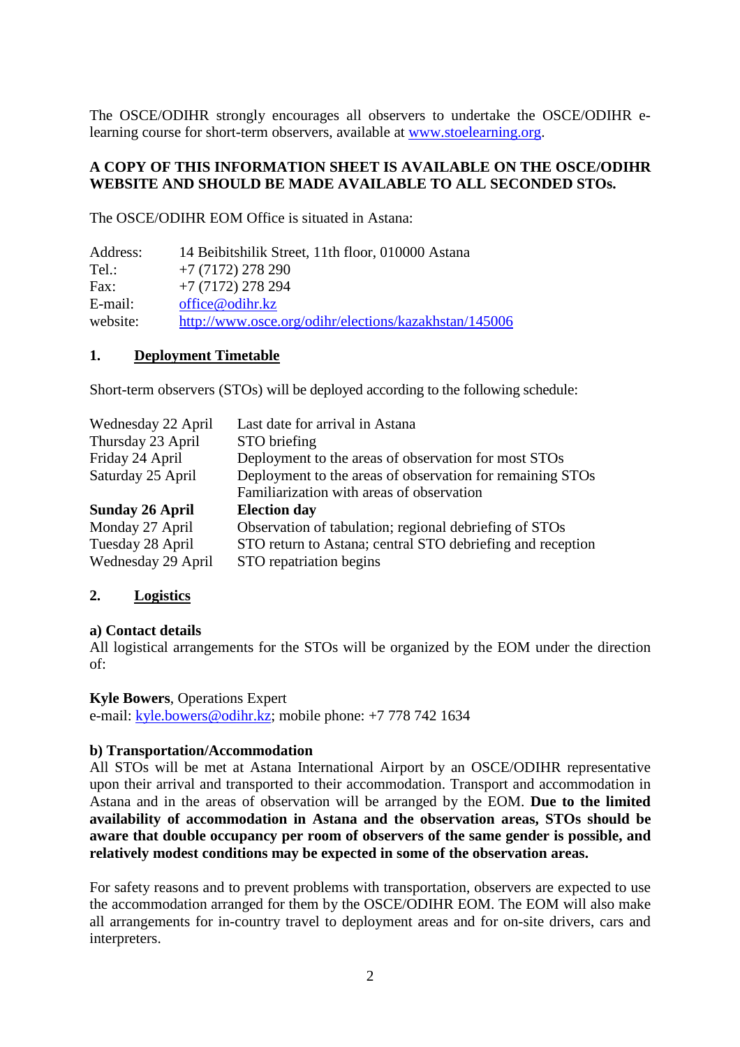The OSCE/ODIHR strongly encourages all observers to undertake the OSCE/ODIHR e-learning course for short-term observers, available at www.stoelearning.org.

**A COPY OF THIS INFORMATION SHEET IS AVAILABLE ON THE OSCE/ODIHR WEBSITE AND SHOULD BE MADE AVAILABLE TO ALL SECONDED STOs.**

The OSCE/ODIHR EOM Office is situated in Astana:

| | |
|---|---|
| Address: | 14 Beibitshilik Street, 11th floor, 010000 Astana |
| Tel.: | +7 (7172) 278 290 |
| Fax: | +7 (7172) 278 294 |
| E-mail: | office@odihr.kz |
| website: | http://www.osce.org/odihr/elections/kazakhstan/145006 |

## 1. Deployment Timetable

Short-term observers (STOs) will be deployed according to the following schedule:

| | |
|---|---|
| Wednesday 22 April | Last date for arrival in Astana |
| Thursday 23 April | STO briefing |
| Friday 24 April | Deployment to the areas of observation for most STOs |
| Saturday 25 April | Deployment to the areas of observation for remaining STOs<br>Familiarization with areas of observation |
| **Sunday 26 April** | **Election day** |
| Monday 27 April | Observation of tabulation; regional debriefing of STOs |
| Tuesday 28 April | STO return to Astana; central STO debriefing and reception |
| Wednesday 29 April | STO repatriation begins |

## 2. Logistics

### a) Contact details

All logistical arrangements for the STOs will be organized by the EOM under the direction of:

**Kyle Bowers**, Operations Expert
e-mail: kyle.bowers@odihr.kz; mobile phone: +7 778 742 1634

### b) Transportation/Accommodation

All STOs will be met at Astana International Airport by an OSCE/ODIHR representative upon their arrival and transported to their accommodation. Transport and accommodation in Astana and in the areas of observation will be arranged by the EOM. **Due to the limited availability of accommodation in Astana and the observation areas, STOs should be aware that double occupancy per room of observers of the same gender is possible, and relatively modest conditions may be expected in some of the observation areas.**

For safety reasons and to prevent problems with transportation, observers are expected to use the accommodation arranged for them by the OSCE/ODIHR EOM. The EOM will also make all arrangements for in-country travel to deployment areas and for on-site drivers, cars and interpreters.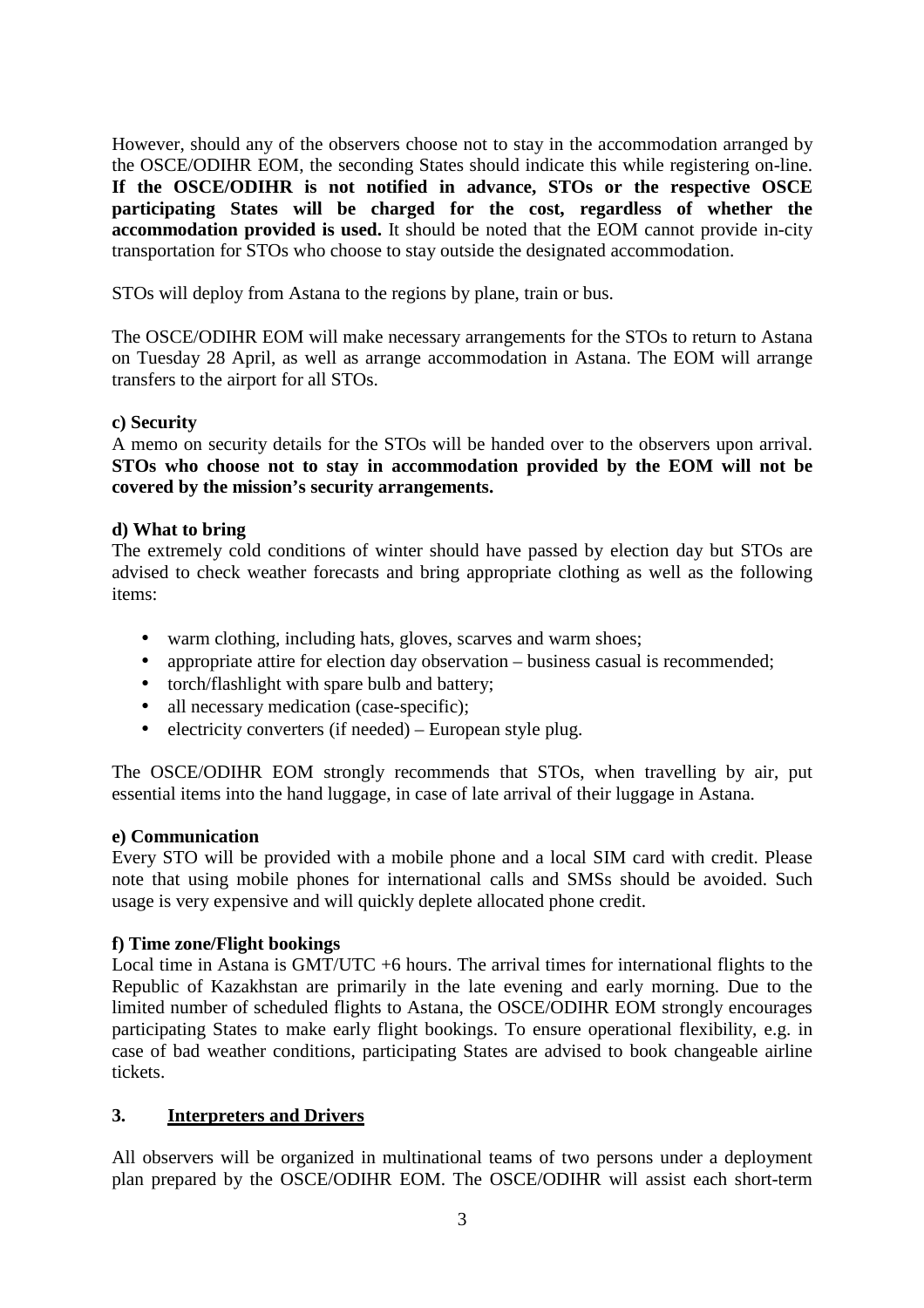However, should any of the observers choose not to stay in the accommodation arranged by the OSCE/ODIHR EOM, the seconding States should indicate this while registering on-line. **If the OSCE/ODIHR is not notified in advance, STOs or the respective OSCE participating States will be charged for the cost, regardless of whether the accommodation provided is used.** It should be noted that the EOM cannot provide in-city transportation for STOs who choose to stay outside the designated accommodation.

STOs will deploy from Astana to the regions by plane, train or bus.

The OSCE/ODIHR EOM will make necessary arrangements for the STOs to return to Astana on Tuesday 28 April, as well as arrange accommodation in Astana. The EOM will arrange transfers to the airport for all STOs.

**c) Security**

A memo on security details for the STOs will be handed over to the observers upon arrival. **STOs who choose not to stay in accommodation provided by the EOM will not be covered by the mission's security arrangements.**

**d) What to bring**

The extremely cold conditions of winter should have passed by election day but STOs are advised to check weather forecasts and bring appropriate clothing as well as the following items:

- warm clothing, including hats, gloves, scarves and warm shoes;
- appropriate attire for election day observation – business casual is recommended;
- torch/flashlight with spare bulb and battery;
- all necessary medication (case-specific);
- electricity converters (if needed) – European style plug.

The OSCE/ODIHR EOM strongly recommends that STOs, when travelling by air, put essential items into the hand luggage, in case of late arrival of their luggage in Astana.

**e) Communication**

Every STO will be provided with a mobile phone and a local SIM card with credit. Please note that using mobile phones for international calls and SMSs should be avoided. Such usage is very expensive and will quickly deplete allocated phone credit.

**f) Time zone/Flight bookings**

Local time in Astana is GMT/UTC +6 hours. The arrival times for international flights to the Republic of Kazakhstan are primarily in the late evening and early morning. Due to the limited number of scheduled flights to Astana, the OSCE/ODIHR EOM strongly encourages participating States to make early flight bookings. To ensure operational flexibility, e.g. in case of bad weather conditions, participating States are advised to book changeable airline tickets.

## 3. Interpreters and Drivers

All observers will be organized in multinational teams of two persons under a deployment plan prepared by the OSCE/ODIHR EOM. The OSCE/ODIHR will assist each short-term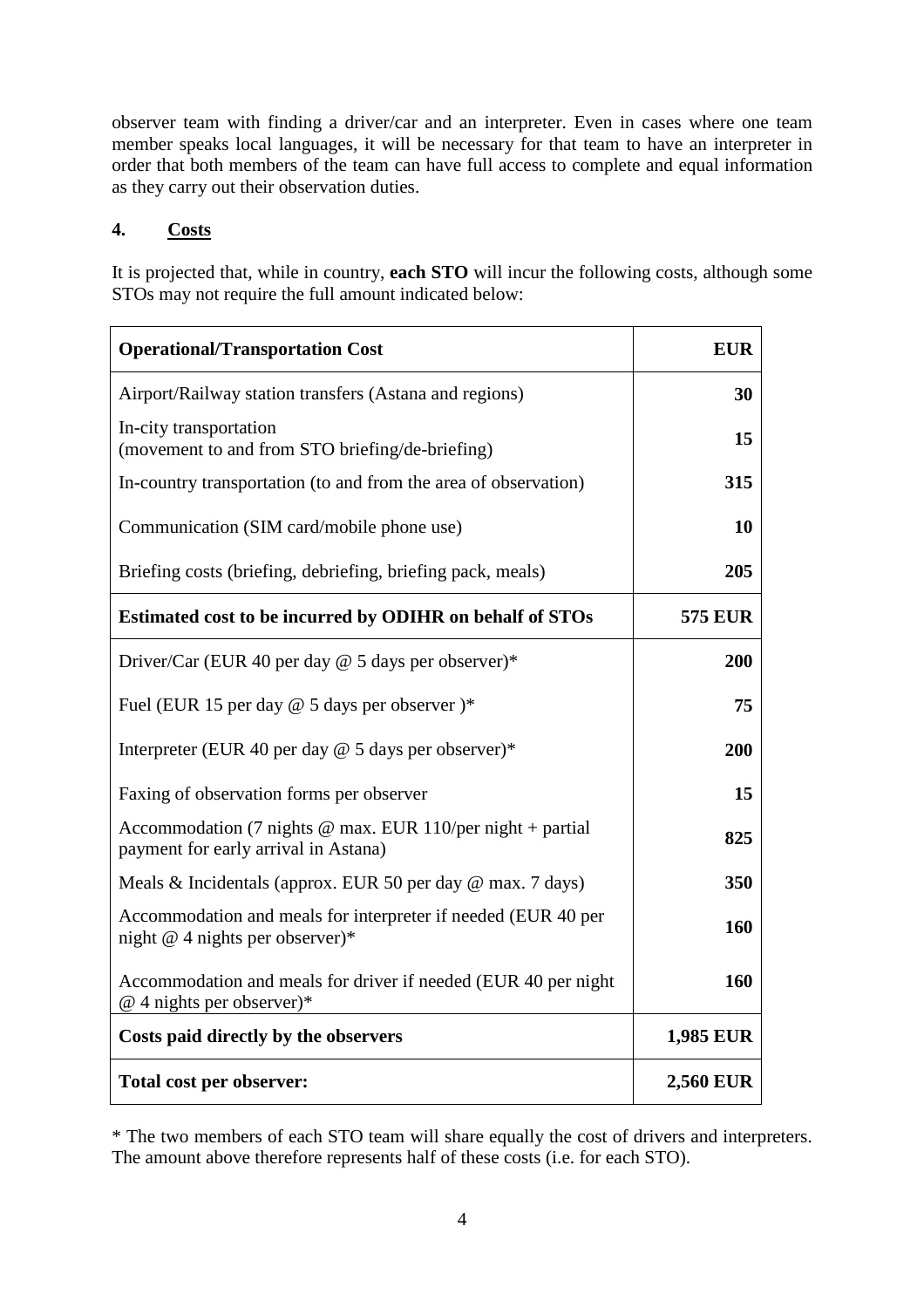observer team with finding a driver/car and an interpreter. Even in cases where one team member speaks local languages, it will be necessary for that team to have an interpreter in order that both members of the team can have full access to complete and equal information as they carry out their observation duties.

## 4. Costs

It is projected that, while in country, **each STO** will incur the following costs, although some STOs may not require the full amount indicated below:

| **Operational/Transportation Cost** | **EUR** |
|---|---|
| Airport/Railway station transfers (Astana and regions) | **30** |
| In-city transportation (movement to and from STO briefing/de-briefing) | **15** |
| In-country transportation (to and from the area of observation) | **315** |
| Communication (SIM card/mobile phone use) | **10** |
| Briefing costs (briefing, debriefing, briefing pack, meals) | **205** |
| **Estimated cost to be incurred by ODIHR on behalf of STOs** | **575 EUR** |
| Driver/Car (EUR 40 per day @ 5 days per observer)* | **200** |
| Fuel (EUR 15 per day @ 5 days per observer )* | **75** |
| Interpreter (EUR 40 per day @ 5 days per observer)* | **200** |
| Faxing of observation forms per observer | **15** |
| Accommodation (7 nights @ max. EUR 110/per night + partial payment for early arrival in Astana) | **825** |
| Meals & Incidentals (approx. EUR 50 per day @ max. 7 days) | **350** |
| Accommodation and meals for interpreter if needed (EUR 40 per night @ 4 nights per observer)* | **160** |
| Accommodation and meals for driver if needed (EUR 40 per night @ 4 nights per observer)* | **160** |
| **Costs paid directly by the observers** | **1,985 EUR** |
| **Total cost per observer:** | **2,560 EUR** |

* The two members of each STO team will share equally the cost of drivers and interpreters. The amount above therefore represents half of these costs (i.e. for each STO).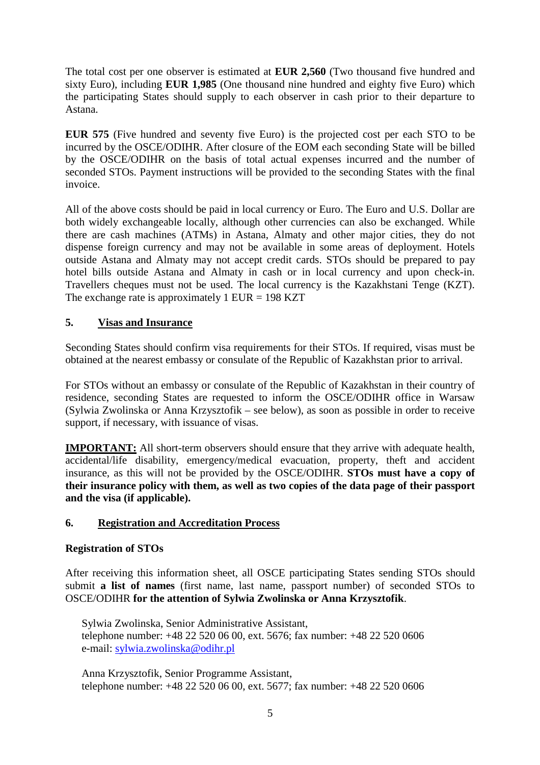The total cost per one observer is estimated at **EUR 2,560** (Two thousand five hundred and sixty Euro), including **EUR 1,985** (One thousand nine hundred and eighty five Euro) which the participating States should supply to each observer in cash prior to their departure to Astana.

**EUR 575** (Five hundred and seventy five Euro) is the projected cost per each STO to be incurred by the OSCE/ODIHR. After closure of the EOM each seconding State will be billed by the OSCE/ODIHR on the basis of total actual expenses incurred and the number of seconded STOs. Payment instructions will be provided to the seconding States with the final invoice.

All of the above costs should be paid in local currency or Euro. The Euro and U.S. Dollar are both widely exchangeable locally, although other currencies can also be exchanged. While there are cash machines (ATMs) in Astana, Almaty and other major cities, they do not dispense foreign currency and may not be available in some areas of deployment. Hotels outside Astana and Almaty may not accept credit cards. STOs should be prepared to pay hotel bills outside Astana and Almaty in cash or in local currency and upon check-in. Travellers cheques must not be used. The local currency is the Kazakhstani Tenge (KZT). The exchange rate is approximately 1 EUR = 198 KZT

## 5. Visas and Insurance

Seconding States should confirm visa requirements for their STOs. If required, visas must be obtained at the nearest embassy or consulate of the Republic of Kazakhstan prior to arrival.

For STOs without an embassy or consulate of the Republic of Kazakhstan in their country of residence, seconding States are requested to inform the OSCE/ODIHR office in Warsaw (Sylwia Zwolinska or Anna Krzysztofik – see below), as soon as possible in order to receive support, if necessary, with issuance of visas.

**IMPORTANT:** All short-term observers should ensure that they arrive with adequate health, accidental/life disability, emergency/medical evacuation, property, theft and accident insurance, as this will not be provided by the OSCE/ODIHR. **STOs must have a copy of their insurance policy with them, as well as two copies of the data page of their passport and the visa (if applicable).**

## 6. Registration and Accreditation Process

**Registration of STOs**

After receiving this information sheet, all OSCE participating States sending STOs should submit **a list of names** (first name, last name, passport number) of seconded STOs to OSCE/ODIHR **for the attention of Sylwia Zwolinska or Anna Krzysztofik**.

Sylwia Zwolinska, Senior Administrative Assistant,
telephone number: +48 22 520 06 00, ext. 5676; fax number: +48 22 520 0606
e-mail: sylwia.zwolinska@odihr.pl

Anna Krzysztofik, Senior Programme Assistant,
telephone number: +48 22 520 06 00, ext. 5677; fax number: +48 22 520 0606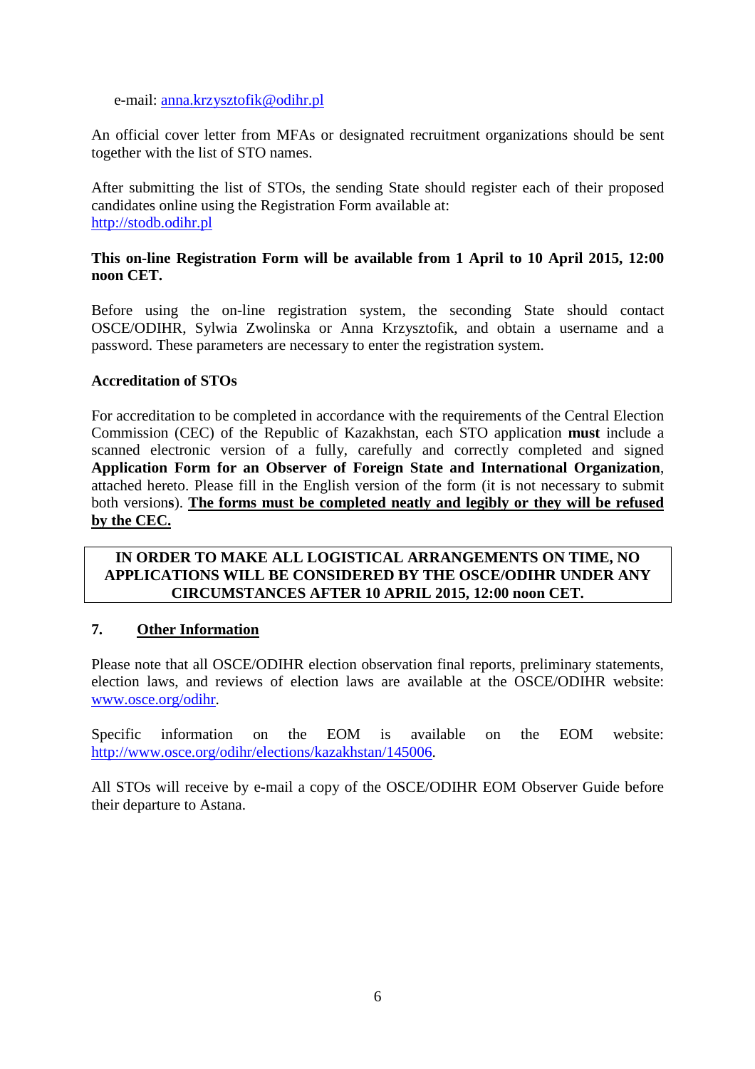e-mail: anna.krzysztofik@odihr.pl

An official cover letter from MFAs or designated recruitment organizations should be sent together with the list of STO names.

After submitting the list of STOs, the sending State should register each of their proposed candidates online using the Registration Form available at:
http://stodb.odihr.pl

**This on-line Registration Form will be available from 1 April to 10 April 2015, 12:00 noon CET.**

Before using the on-line registration system, the seconding State should contact OSCE/ODIHR, Sylwia Zwolinska or Anna Krzysztofik, and obtain a username and a password. These parameters are necessary to enter the registration system.

**Accreditation of STOs**

For accreditation to be completed in accordance with the requirements of the Central Election Commission (CEC) of the Republic of Kazakhstan, each STO application **must** include a scanned electronic version of a fully, carefully and correctly completed and signed **Application Form for an Observer of Foreign State and International Organization**, attached hereto. Please fill in the English version of the form (it is not necessary to submit both versions). **The forms must be completed neatly and legibly or they will be refused by the CEC.**

**IN ORDER TO MAKE ALL LOGISTICAL ARRANGEMENTS ON TIME, NO APPLICATIONS WILL BE CONSIDERED BY THE OSCE/ODIHR UNDER ANY CIRCUMSTANCES AFTER 10 APRIL 2015, 12:00 noon CET.**

## 7. Other Information

Please note that all OSCE/ODIHR election observation final reports, preliminary statements, election laws, and reviews of election laws are available at the OSCE/ODIHR website: www.osce.org/odihr.

Specific information on the EOM is available on the EOM website: http://www.osce.org/odihr/elections/kazakhstan/145006.

All STOs will receive by e-mail a copy of the OSCE/ODIHR EOM Observer Guide before their departure to Astana.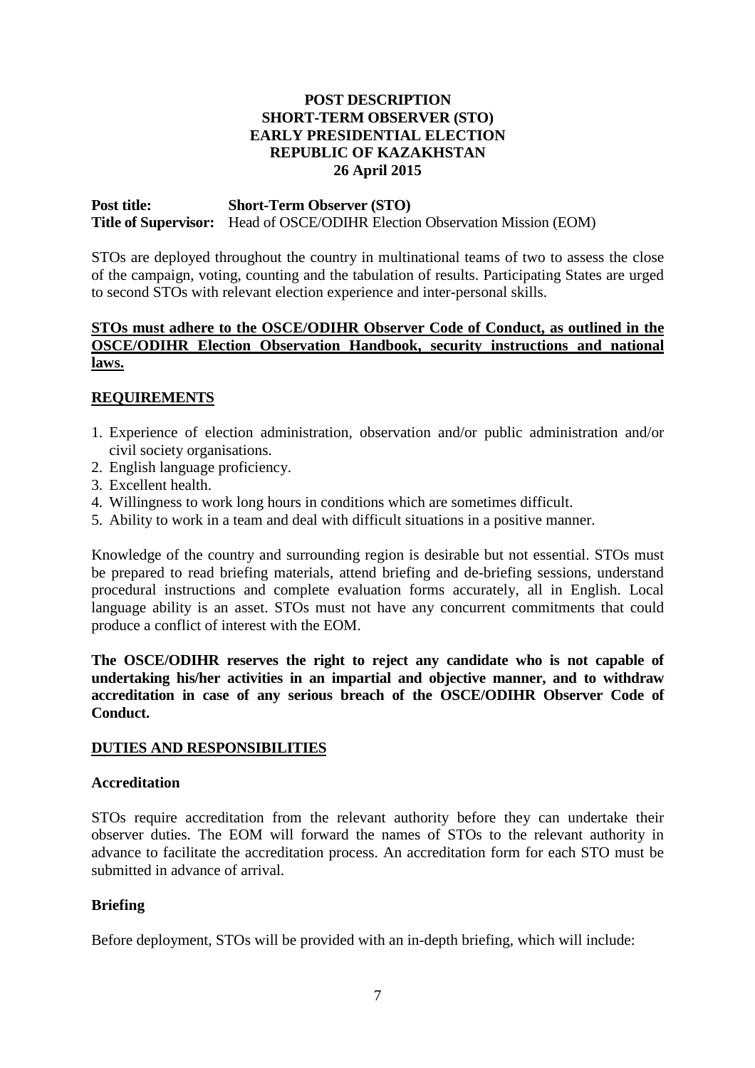# POST DESCRIPTION
# SHORT-TERM OBSERVER (STO)
# EARLY PRESIDENTIAL ELECTION
# REPUBLIC OF KAZAKHSTAN
# 26 April 2015

**Post title:** **Short-Term Observer (STO)**
**Title of Supervisor:** Head of OSCE/ODIHR Election Observation Mission (EOM)

STOs are deployed throughout the country in multinational teams of two to assess the close of the campaign, voting, counting and the tabulation of results. Participating States are urged to second STOs with relevant election experience and inter-personal skills.

**STOs must adhere to the OSCE/ODIHR Observer Code of Conduct, as outlined in the OSCE/ODIHR Election Observation Handbook, security instructions and national laws.**

## REQUIREMENTS

1. Experience of election administration, observation and/or public administration and/or civil society organisations.
2. English language proficiency.
3. Excellent health.
4. Willingness to work long hours in conditions which are sometimes difficult.
5. Ability to work in a team and deal with difficult situations in a positive manner.

Knowledge of the country and surrounding region is desirable but not essential. STOs must be prepared to read briefing materials, attend briefing and de-briefing sessions, understand procedural instructions and complete evaluation forms accurately, all in English. Local language ability is an asset. STOs must not have any concurrent commitments that could produce a conflict of interest with the EOM.

**The OSCE/ODIHR reserves the right to reject any candidate who is not capable of undertaking his/her activities in an impartial and objective manner, and to withdraw accreditation in case of any serious breach of the OSCE/ODIHR Observer Code of Conduct.**

## DUTIES AND RESPONSIBILITIES

### Accreditation

STOs require accreditation from the relevant authority before they can undertake their observer duties. The EOM will forward the names of STOs to the relevant authority in advance to facilitate the accreditation process. An accreditation form for each STO must be submitted in advance of arrival.

### Briefing

Before deployment, STOs will be provided with an in-depth briefing, which will include: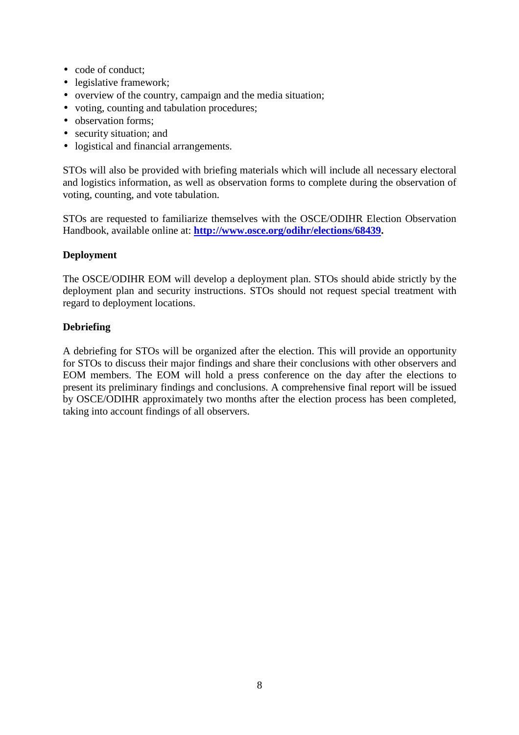- code of conduct;
- legislative framework;
- overview of the country, campaign and the media situation;
- voting, counting and tabulation procedures;
- observation forms;
- security situation; and
- logistical and financial arrangements.

STOs will also be provided with briefing materials which will include all necessary electoral and logistics information, as well as observation forms to complete during the observation of voting, counting, and vote tabulation.

STOs are requested to familiarize themselves with the OSCE/ODIHR Election Observation Handbook, available online at: **http://www.osce.org/odihr/elections/68439.**

**Deployment**

The OSCE/ODIHR EOM will develop a deployment plan. STOs should abide strictly by the deployment plan and security instructions. STOs should not request special treatment with regard to deployment locations.

**Debriefing**

A debriefing for STOs will be organized after the election. This will provide an opportunity for STOs to discuss their major findings and share their conclusions with other observers and EOM members. The EOM will hold a press conference on the day after the elections to present its preliminary findings and conclusions. A comprehensive final report will be issued by OSCE/ODIHR approximately two months after the election process has been completed, taking into account findings of all observers.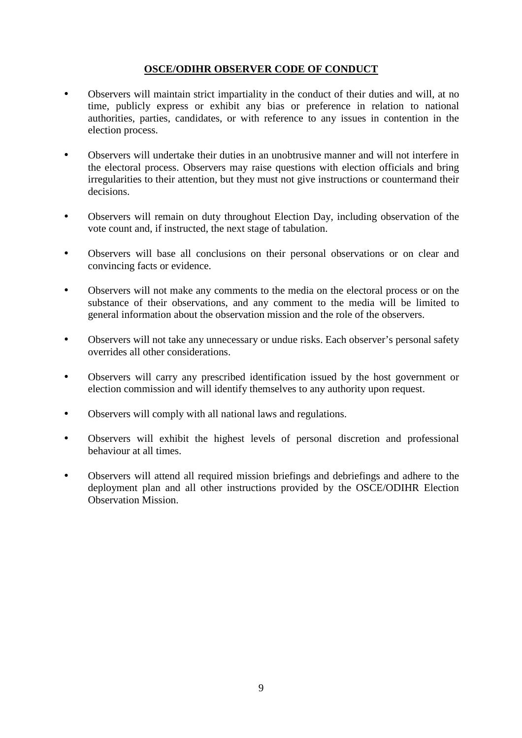## OSCE/ODIHR OBSERVER CODE OF CONDUCT

- Observers will maintain strict impartiality in the conduct of their duties and will, at no time, publicly express or exhibit any bias or preference in relation to national authorities, parties, candidates, or with reference to any issues in contention in the election process.

- Observers will undertake their duties in an unobtrusive manner and will not interfere in the electoral process. Observers may raise questions with election officials and bring irregularities to their attention, but they must not give instructions or countermand their decisions.

- Observers will remain on duty throughout Election Day, including observation of the vote count and, if instructed, the next stage of tabulation.

- Observers will base all conclusions on their personal observations or on clear and convincing facts or evidence.

- Observers will not make any comments to the media on the electoral process or on the substance of their observations, and any comment to the media will be limited to general information about the observation mission and the role of the observers.

- Observers will not take any unnecessary or undue risks. Each observer's personal safety overrides all other considerations.

- Observers will carry any prescribed identification issued by the host government or election commission and will identify themselves to any authority upon request.

- Observers will comply with all national laws and regulations.

- Observers will exhibit the highest levels of personal discretion and professional behaviour at all times.

- Observers will attend all required mission briefings and debriefings and adhere to the deployment plan and all other instructions provided by the OSCE/ODIHR Election Observation Mission.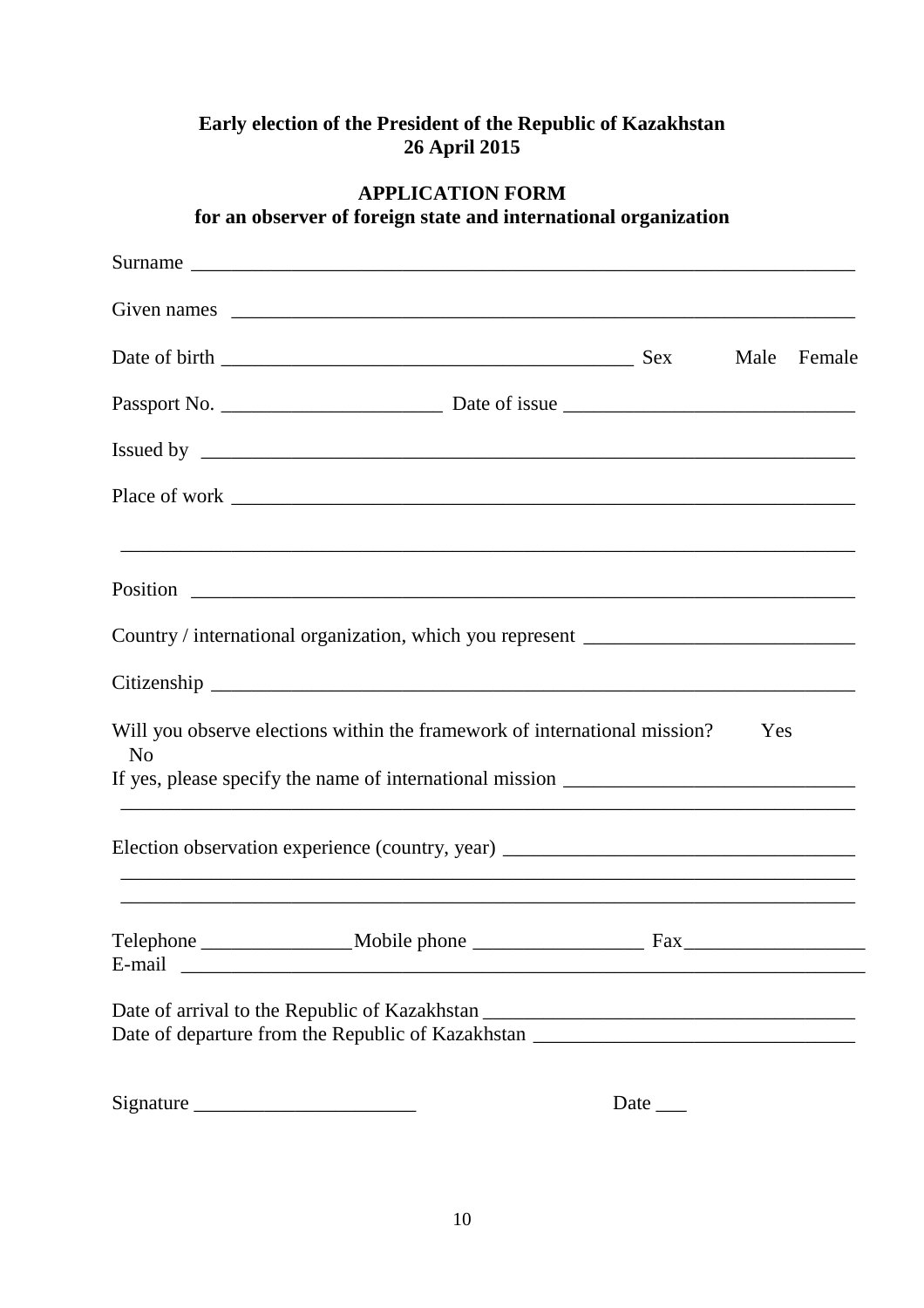**Early election of the President of the Republic of Kazakhstan**
**26 April 2015**

**APPLICATION FORM**
**for an observer of foreign state and international organization**

Surname ___________________________________________________________________

Given names ________________________________________________________________

Date of birth ________________________________________ Sex      Male    Female

Passport No. _____________________ Date of issue ____________________________

Issued by __________________________________________________________________

Place of work _______________________________________________________________

___________________________________________________________________________

Position ___________________________________________________________________

Country / international organization, which you represent __________________________

Citizenship _________________________________________________________________

Will you observe elections within the framework of international mission?      Yes      No

If yes, please specify the name of international mission ____________________________

___________________________________________________________________________

Election observation experience (country, year) _________________________________

___________________________________________________________________________

___________________________________________________________________________

Telephone _______________Mobile phone _________________ Fax__________________

E-mail _____________________________________________________________________

Date of arrival to the Republic of Kazakhstan ____________________________________

Date of departure from the Republic of Kazakhstan _______________________________

Signature _____________________                    Date ___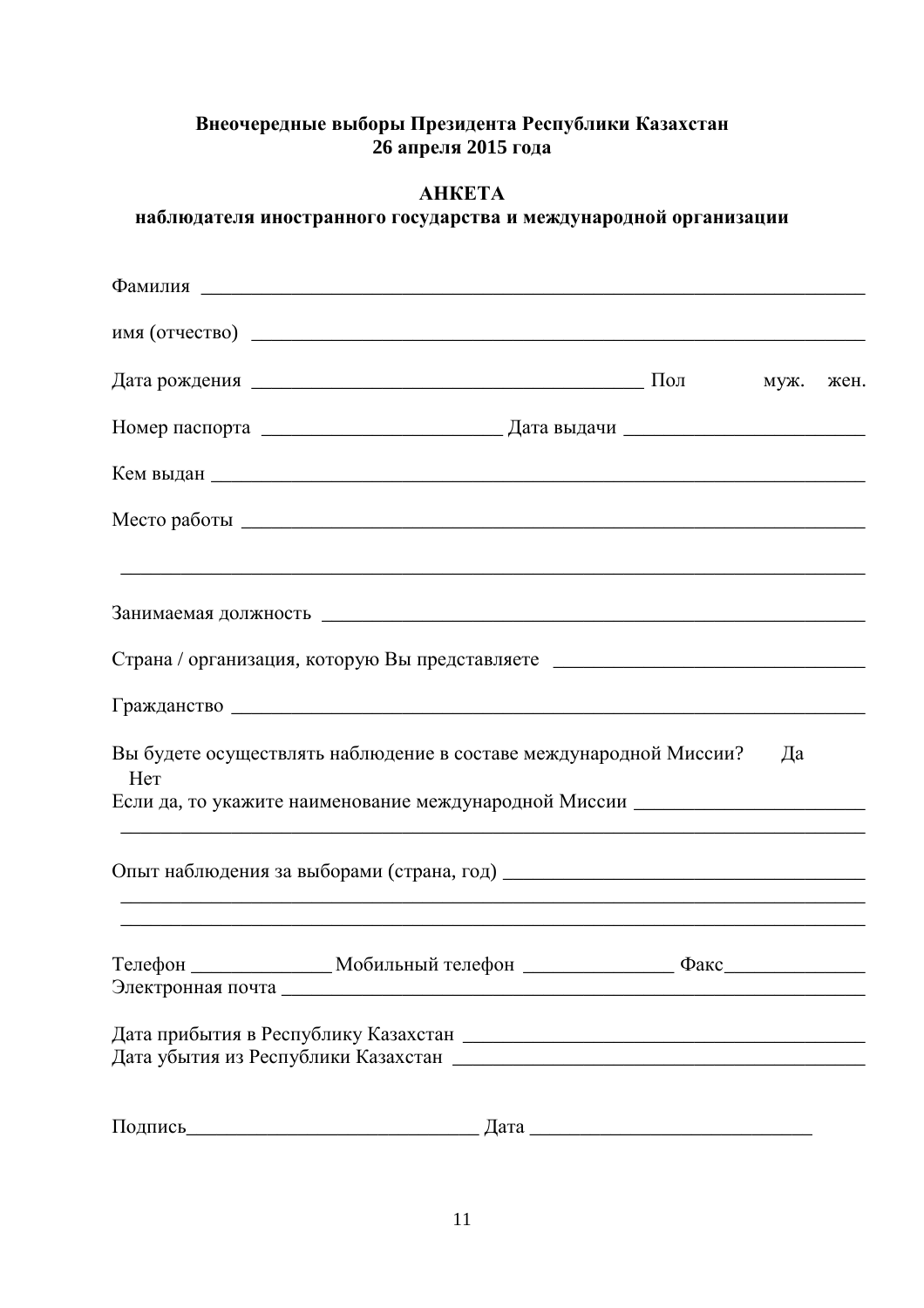**Внеочередные выборы Президента Республики Казахстан**
**26 апреля 2015 года**

**АНКЕТА**
**наблюдателя иностранного государства и международной организации**

Фамилия ______________________________________________________________________

имя (отчество) ________________________________________________________________

Дата рождения ________________________________________ Пол муж. жен.

Номер паспорта ________________________ Дата выдачи ________________________

Кем выдан _____________________________________________________________________

Место работы __________________________________________________________________

_______________________________________________________________________________

Занимаемая должность __________________________________________________________

Страна / организация, которую Вы представляете _______________________________

Гражданство ___________________________________________________________________

Вы будете осуществлять наблюдение в составе международной Миссии? Да Нет
Если да, то укажите наименование международной Миссии _______________________
_______________________________________________________________________________

Опыт наблюдения за выборами (страна, год) ____________________________________
_______________________________________________________________________________
_______________________________________________________________________________

Телефон ______________ Мобильный телефон _______________ Факс______________
Электронная почта _____________________________________________________________

Дата прибытия в Республику Казахстан __________________________________________
Дата убытия из Республики Казахстан ___________________________________________

Подпись______________________________ Дата ____________________________